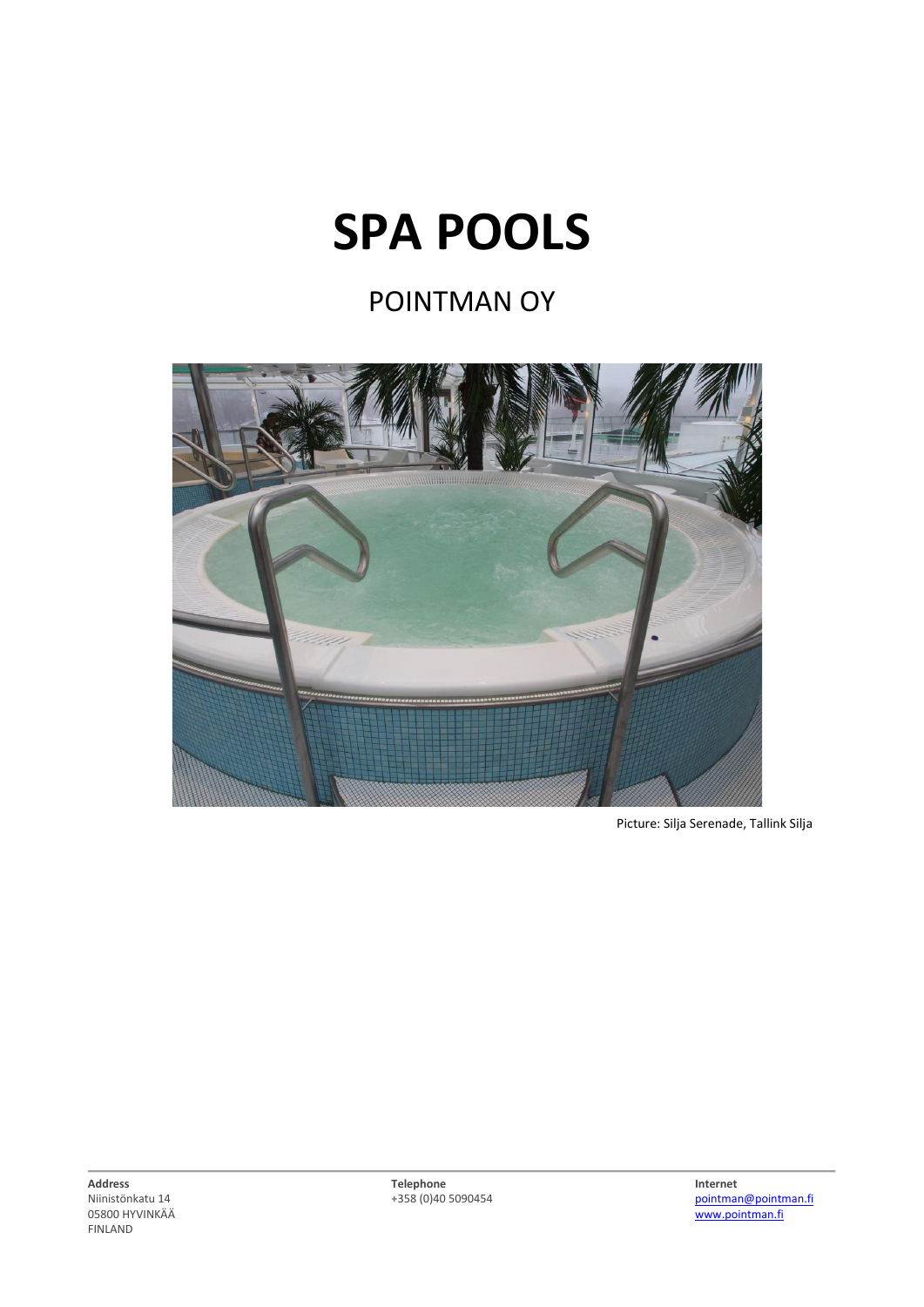# SPA POOLS

## POINTMAN OY

Picture: Silja Serenade, Tallink Silja

**Address**
Niinistönkatu 14
05800 HYVINKÄÄ
FINLAND

**Telephone**
+358 (0)40 5090454

**Internet**
pointman@pointman.fi
www.pointman.fi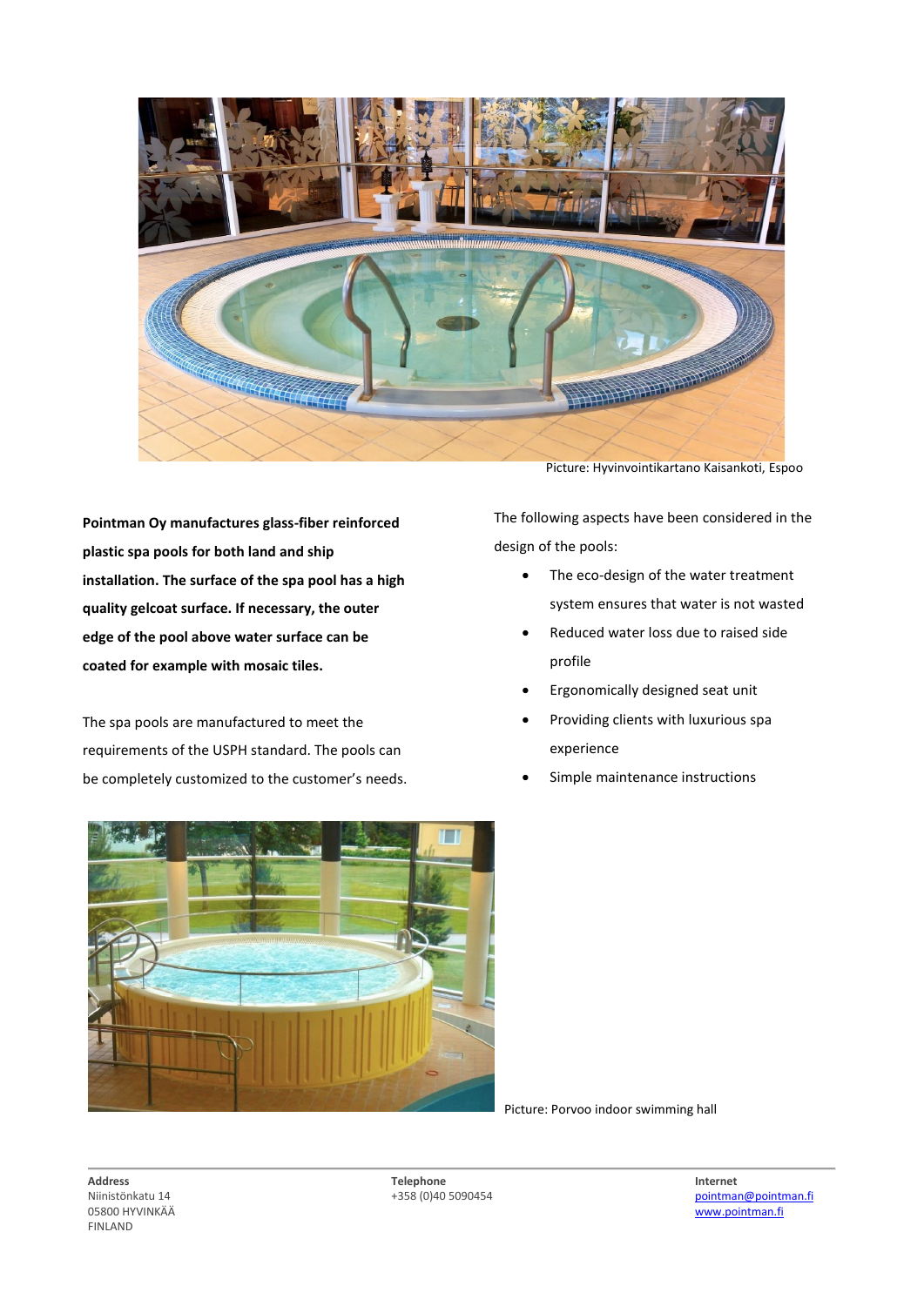Picture: Hyvinvointikartano Kaisankoti, Espoo

**Pointman Oy manufactures glass-fiber reinforced plastic spa pools for both land and ship installation. The surface of the spa pool has a high quality gelcoat surface. If necessary, the outer edge of the pool above water surface can be coated for example with mosaic tiles.**

The spa pools are manufactured to meet the requirements of the USPH standard. The pools can be completely customized to the customer's needs.

The following aspects have been considered in the design of the pools:

- The eco-design of the water treatment system ensures that water is not wasted
- Reduced water loss due to raised side profile
- Ergonomically designed seat unit
- Providing clients with luxurious spa experience
- Simple maintenance instructions

Picture: Porvoo indoor swimming hall

**Address**
Niinistönkatu 14
05800 HYVINKÄÄ
FINLAND

**Telephone**
+358 (0)40 5090454

**Internet**
pointman@pointman.fi
www.pointman.fi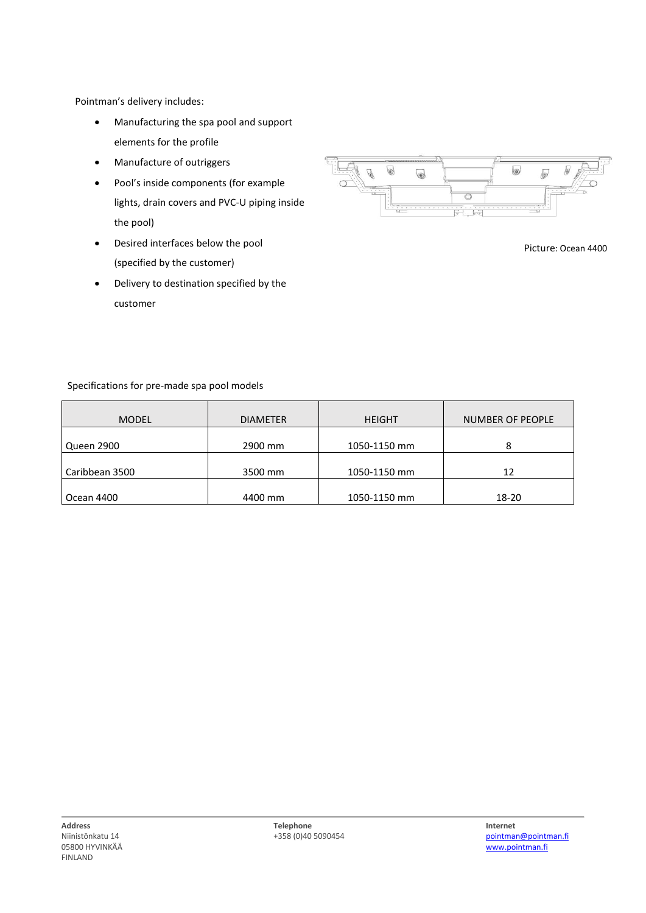Pointman's delivery includes:

- Manufacturing the spa pool and support elements for the profile
- Manufacture of outriggers
- Pool's inside components (for example lights, drain covers and PVC-U piping inside the pool)
- Desired interfaces below the pool (specified by the customer)
- Delivery to destination specified by the customer

Picture: Ocean 4400

Specifications for pre-made spa pool models

| MODEL | DIAMETER | HEIGHT | NUMBER OF PEOPLE |
|---|---|---|---|
| Queen 2900 | 2900 mm | 1050-1150 mm | 8 |
| Caribbean 3500 | 3500 mm | 1050-1150 mm | 12 |
| Ocean 4400 | 4400 mm | 1050-1150 mm | 18-20 |

**Address**
Niinistönkatu 14
05800 HYVINKÄÄ
FINLAND

**Telephone**
+358 (0)40 5090454

**Internet**
pointman@pointman.fi
www.pointman.fi